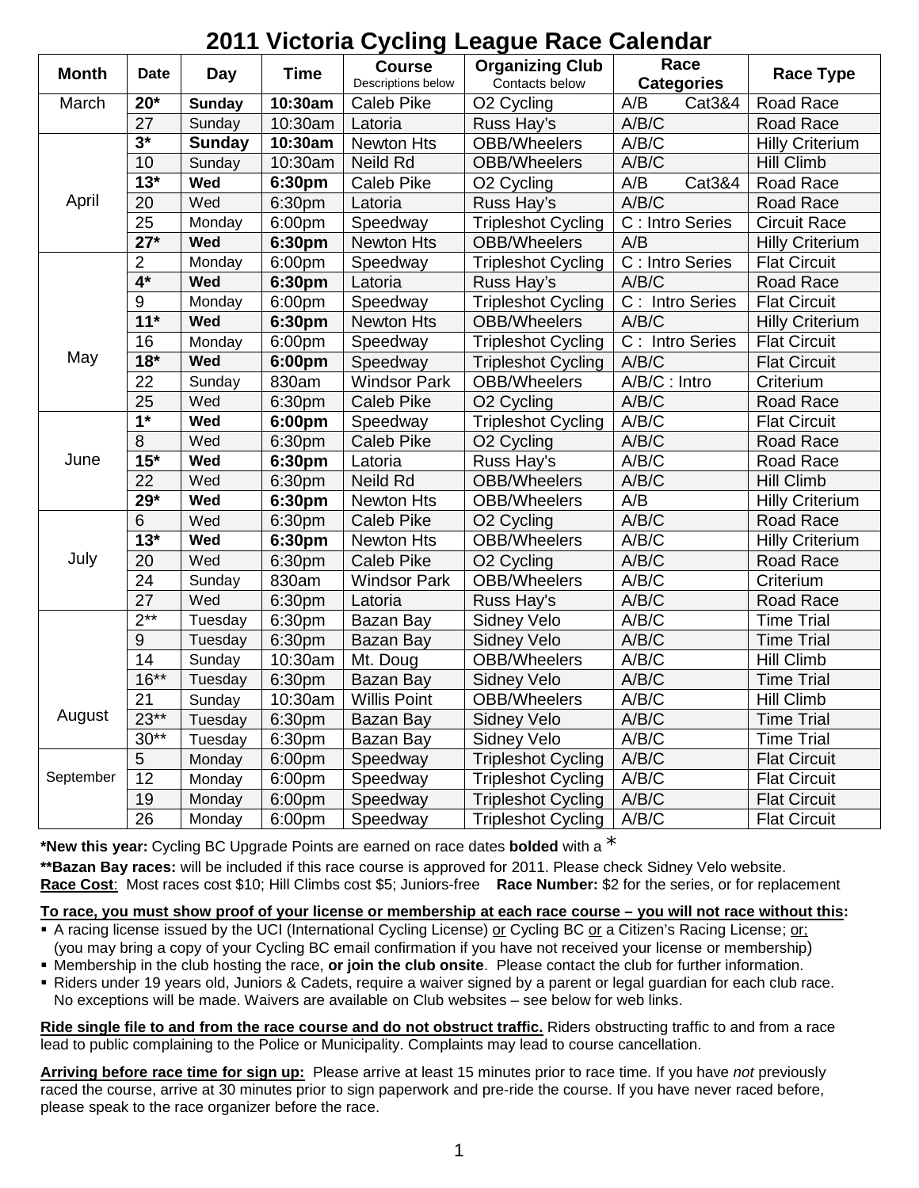# 2011 Victoria Cycling League Race Calendar

| Month | Date | Day | Time | Course<br>Descriptions below | Organizing Club<br>Contacts below | Race Categories | Race Type |
|---|---|---|---|---|---|---|---|
| March | **20*** | **Sunday** | **10:30am** | Caleb Pike | O2 Cycling | A/B Cat3&4 | Road Race |
| | 27 | Sunday | 10:30am | Latoria | Russ Hay's | A/B/C | Road Race |
| April | **3*** | **Sunday** | **10:30am** | Newton Hts | OBB/Wheelers | A/B/C | Hilly Criterium |
| | 10 | Sunday | 10:30am | Neild Rd | OBB/Wheelers | A/B/C | Hill Climb |
| | **13*** | **Wed** | **6:30pm** | Caleb Pike | O2 Cycling | A/B Cat3&4 | Road Race |
| | 20 | Wed | 6:30pm | Latoria | Russ Hay's | A/B/C | Road Race |
| | 25 | Monday | 6:00pm | Speedway | Tripleshot Cycling | C : Intro Series | Circuit Race |
| | **27*** | **Wed** | **6:30pm** | Newton Hts | OBB/Wheelers | A/B | Hilly Criterium |
| May | 2 | Monday | 6:00pm | Speedway | Tripleshot Cycling | C : Intro Series | Flat Circuit |
| | **4*** | **Wed** | **6:30pm** | Latoria | Russ Hay's | A/B/C | Road Race |
| | 9 | Monday | 6:00pm | Speedway | Tripleshot Cycling | C : Intro Series | Flat Circuit |
| | **11*** | **Wed** | **6:30pm** | Newton Hts | OBB/Wheelers | A/B/C | Hilly Criterium |
| | 16 | Monday | 6:00pm | Speedway | Tripleshot Cycling | C : Intro Series | Flat Circuit |
| | **18*** | **Wed** | **6:00pm** | Speedway | Tripleshot Cycling | A/B/C | Flat Circuit |
| | 22 | Sunday | 830am | Windsor Park | OBB/Wheelers | A/B/C : Intro | Criterium |
| | 25 | Wed | 6:30pm | Caleb Pike | O2 Cycling | A/B/C | Road Race |
| June | **1*** | **Wed** | **6:00pm** | Speedway | Tripleshot Cycling | A/B/C | Flat Circuit |
| | 8 | Wed | 6:30pm | Caleb Pike | O2 Cycling | A/B/C | Road Race |
| | **15*** | **Wed** | **6:30pm** | Latoria | Russ Hay's | A/B/C | Road Race |
| | 22 | Wed | 6:30pm | Neild Rd | OBB/Wheelers | A/B/C | Hill Climb |
| | **29*** | **Wed** | **6:30pm** | Newton Hts | OBB/Wheelers | A/B | Hilly Criterium |
| July | 6 | Wed | 6:30pm | Caleb Pike | O2 Cycling | A/B/C | Road Race |
| | **13*** | **Wed** | **6:30pm** | Newton Hts | OBB/Wheelers | A/B/C | Hilly Criterium |
| | 20 | Wed | 6:30pm | Caleb Pike | O2 Cycling | A/B/C | Road Race |
| | 24 | Sunday | 830am | Windsor Park | OBB/Wheelers | A/B/C | Criterium |
| | 27 | Wed | 6:30pm | Latoria | Russ Hay's | A/B/C | Road Race |
| August | 2** | Tuesday | 6:30pm | Bazan Bay | Sidney Velo | A/B/C | Time Trial |
| | 9 | Tuesday | 6:30pm | Bazan Bay | Sidney Velo | A/B/C | Time Trial |
| | 14 | Sunday | 10:30am | Mt. Doug | OBB/Wheelers | A/B/C | Hill Climb |
| | 16** | Tuesday | 6:30pm | Bazan Bay | Sidney Velo | A/B/C | Time Trial |
| | 21 | Sunday | 10:30am | Willis Point | OBB/Wheelers | A/B/C | Hill Climb |
| | 23** | Tuesday | 6:30pm | Bazan Bay | Sidney Velo | A/B/C | Time Trial |
| | 30** | Tuesday | 6:30pm | Bazan Bay | Sidney Velo | A/B/C | Time Trial |
| September | 5 | Monday | 6:00pm | Speedway | Tripleshot Cycling | A/B/C | Flat Circuit |
| | 12 | Monday | 6:00pm | Speedway | Tripleshot Cycling | A/B/C | Flat Circuit |
| | 19 | Monday | 6:00pm | Speedway | Tripleshot Cycling | A/B/C | Flat Circuit |
| | 26 | Monday | 6:00pm | Speedway | Tripleshot Cycling | A/B/C | Flat Circuit |

**\*New this year:** Cycling BC Upgrade Points are earned on race dates **bolded** with a *

**\*\*Bazan Bay races:** will be included if this race course is approved for 2011. Please check Sidney Velo website.

**Race Cost**: Most races cost $10; Hill Climbs cost $5; Juniors-free **Race Number:** $2 for the series, or for replacement

**To race, you must show proof of your license or membership at each race course – you will not race without this:**

- A racing license issued by the UCI (International Cycling License) or Cycling BC or a Citizen's Racing License; or; (you may bring a copy of your Cycling BC email confirmation if you have not received your license or membership)
- Membership in the club hosting the race, **or join the club onsite**. Please contact the club for further information.
- Riders under 19 years old, Juniors & Cadets, require a waiver signed by a parent or legal guardian for each club race. No exceptions will be made. Waivers are available on Club websites – see below for web links.

**Ride single file to and from the race course and do not obstruct traffic.** Riders obstructing traffic to and from a race lead to public complaining to the Police or Municipality. Complaints may lead to course cancellation.

**Arriving before race time for sign up:** Please arrive at least 15 minutes prior to race time. If you have *not* previously raced the course, arrive at 30 minutes prior to sign paperwork and pre-ride the course. If you have never raced before, please speak to the race organizer before the race.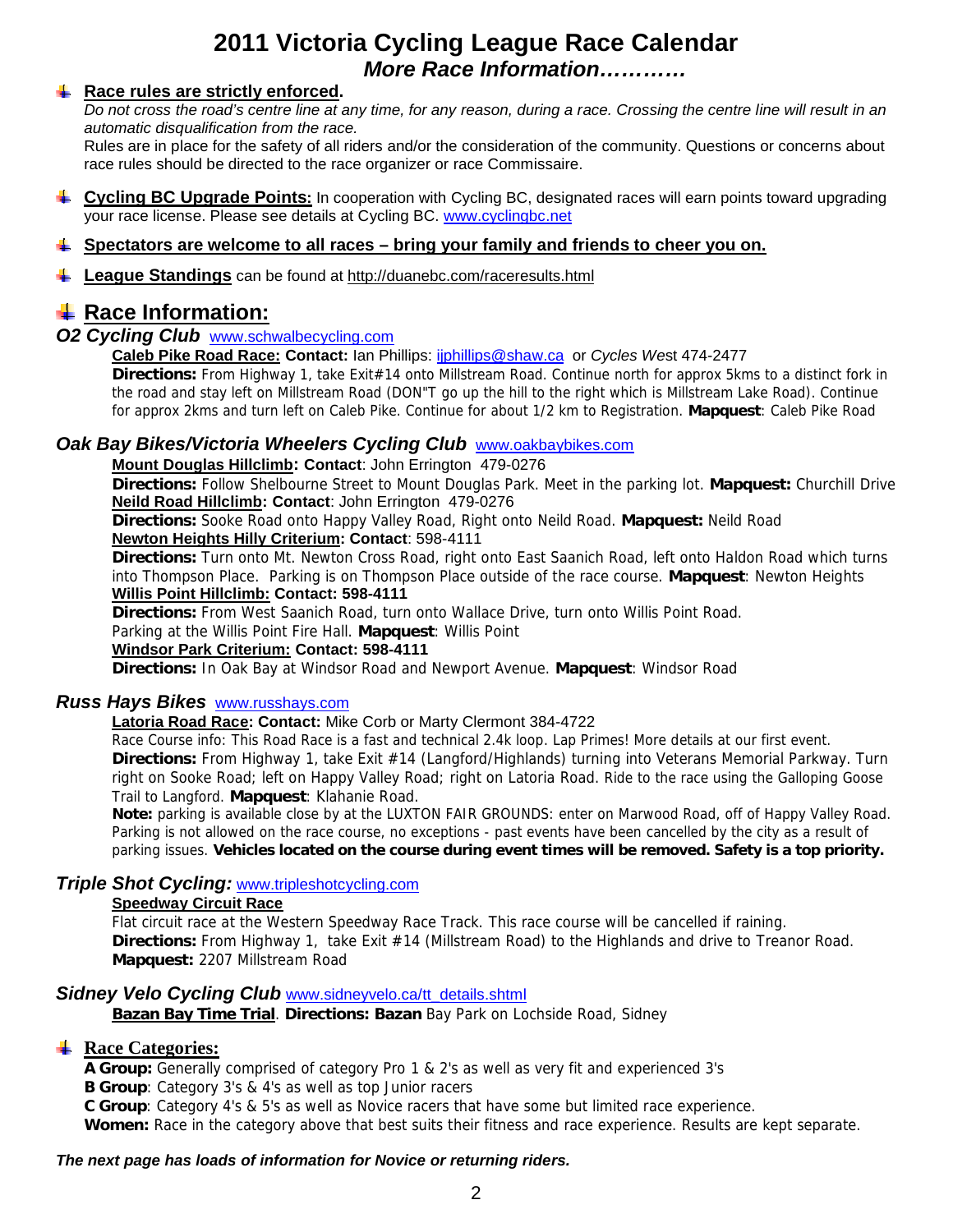# 2011 Victoria Cycling League Race Calendar

## *More Race Information…………*

- **Race rules are strictly enforced.**
  *Do not cross the road's centre line at any time, for any reason, during a race. Crossing the centre line will result in an automatic disqualification from the race.*
  Rules are in place for the safety of all riders and/or the consideration of the community. Questions or concerns about race rules should be directed to the race organizer or race Commissaire.

- **Cycling BC Upgrade Points:** In cooperation with Cycling BC, designated races will earn points toward upgrading your race license. Please see details at Cycling BC. www.cyclingbc.net

- **Spectators are welcome to all races – bring your family and friends to cheer you on.**

- **League Standings** can be found at http://duanebc.com/raceresults.html

## Race Information:

### *O2 Cycling Club* www.schwalbecycling.com

**Caleb Pike Road Race: Contact:** Ian Phillips: ijphillips@shaw.ca or *Cycles We*st 474-2477
**Directions:** From Highway 1, take Exit#14 onto Millstream Road. Continue north for approx 5kms to a distinct fork in the road and stay left on Millstream Road (DON"T go up the hill to the right which is Millstream Lake Road). Continue for approx 2kms and turn left on Caleb Pike. Continue for about 1/2 km to Registration. **Mapquest**: Caleb Pike Road

### *Oak Bay Bikes/Victoria Wheelers Cycling Club* www.oakbaybikes.com

**Mount Douglas Hillclimb: Contact**: John Errington 479-0276
**Directions:** Follow Shelbourne Street to Mount Douglas Park. Meet in the parking lot. **Mapquest:** Churchill Drive
**Neild Road Hillclimb: Contact**: John Errington 479-0276
**Directions:** Sooke Road onto Happy Valley Road, Right onto Neild Road. **Mapquest:** Neild Road
**Newton Heights Hilly Criterium: Contact**: 598-4111
**Directions:** Turn onto Mt. Newton Cross Road, right onto East Saanich Road, left onto Haldon Road which turns into Thompson Place. Parking is on Thompson Place outside of the race course. **Mapquest**: Newton Heights
**Willis Point Hillclimb: Contact: 598-4111**
**Directions:** From West Saanich Road, turn onto Wallace Drive, turn onto Willis Point Road.
Parking at the Willis Point Fire Hall. **Mapquest**: Willis Point
**Windsor Park Criterium: Contact: 598-4111**
**Directions:** In Oak Bay at Windsor Road and Newport Avenue. **Mapquest**: Windsor Road

### *Russ Hays Bikes* www.russhays.com

**Latoria Road Race: Contact:** Mike Corb or Marty Clermont 384-4722
Race Course info: This Road Race is a fast and technical 2.4k loop. Lap Primes! More details at our first event.
**Directions:** From Highway 1, take Exit #14 (Langford/Highlands) turning into Veterans Memorial Parkway. Turn right on Sooke Road; left on Happy Valley Road; right on Latoria Road. Ride to the race using the Galloping Goose Trail to Langford. **Mapquest**: Klahanie Road.
**Note:** parking is available close by at the LUXTON FAIR GROUNDS: enter on Marwood Road, off of Happy Valley Road. Parking is not allowed on the race course, no exceptions - past events have been cancelled by the city as a result of parking issues. **Vehicles located on the course during event times will be removed. Safety is a top priority.**

### *Triple Shot Cycling:* www.tripleshotcycling.com

**Speedway Circuit Race**
Flat circuit race at the Western Speedway Race Track. This race course will be cancelled if raining.
**Directions:** From Highway 1, take Exit #14 (Millstream Road) to the Highlands and drive to Treanor Road.
**Mapquest:** 2207 Millstream Road

### *Sidney Velo Cycling Club* www.sidneyvelo.ca/tt_details.shtml

**Bazan Bay Time Trial**. **Directions: Bazan** Bay Park on Lochside Road, Sidney

## Race Categories:

**A Group:** Generally comprised of category Pro 1 & 2's as well as very fit and experienced 3's
**B Group**: Category 3's & 4's as well as top Junior racers
**C Group**: Category 4's & 5's as well as Novice racers that have some but limited race experience.
**Women:** Race in the category above that best suits their fitness and race experience. Results are kept separate.

***The next page has loads of information for Novice or returning riders.***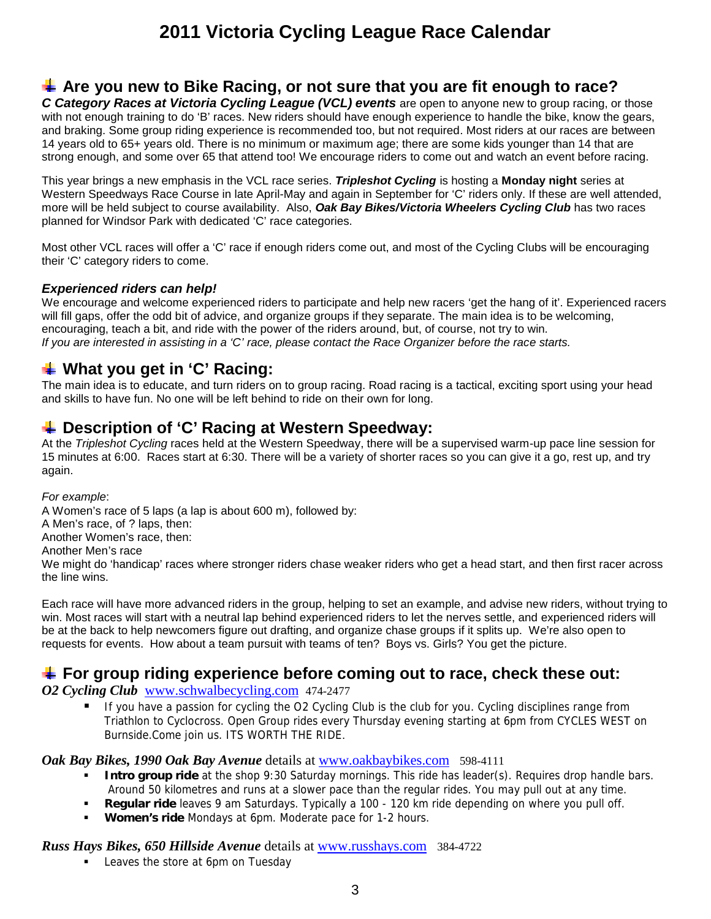# 2011 Victoria Cycling League Race Calendar

## Are you new to Bike Racing, or not sure that you are fit enough to race?

***C Category Races at Victoria Cycling League (VCL) events*** are open to anyone new to group racing, or those with not enough training to do 'B' races. New riders should have enough experience to handle the bike, know the gears, and braking. Some group riding experience is recommended too, but not required. Most riders at our races are between 14 years old to 65+ years old. There is no minimum or maximum age; there are some kids younger than 14 that are strong enough, and some over 65 that attend too! We encourage riders to come out and watch an event before racing.

This year brings a new emphasis in the VCL race series. ***Tripleshot Cycling*** is hosting a **Monday night** series at Western Speedways Race Course in late April-May and again in September for 'C' riders only. If these are well attended, more will be held subject to course availability. Also, ***Oak Bay Bikes/Victoria Wheelers Cycling Club*** has two races planned for Windsor Park with dedicated 'C' race categories.

Most other VCL races will offer a 'C' race if enough riders come out, and most of the Cycling Clubs will be encouraging their 'C' category riders to come.

***Experienced riders can help!***

We encourage and welcome experienced riders to participate and help new racers 'get the hang of it'. Experienced racers will fill gaps, offer the odd bit of advice, and organize groups if they separate. The main idea is to be welcoming, encouraging, teach a bit, and ride with the power of the riders around, but, of course, not try to win.
*If you are interested in assisting in a 'C' race, please contact the Race Organizer before the race starts.*

## What you get in 'C' Racing:

The main idea is to educate, and turn riders on to group racing. Road racing is a tactical, exciting sport using your head and skills to have fun. No one will be left behind to ride on their own for long.

## Description of 'C' Racing at Western Speedway:

At the *Tripleshot Cycling* races held at the Western Speedway, there will be a supervised warm-up pace line session for 15 minutes at 6:00. Races start at 6:30. There will be a variety of shorter races so you can give it a go, rest up, and try again.

*For example*:
A Women's race of 5 laps (a lap is about 600 m), followed by:
A Men's race, of ? laps, then:
Another Women's race, then:
Another Men's race
We might do 'handicap' races where stronger riders chase weaker riders who get a head start, and then first racer across the line wins.

Each race will have more advanced riders in the group, helping to set an example, and advise new riders, without trying to win. Most races will start with a neutral lap behind experienced riders to let the nerves settle, and experienced riders will be at the back to help newcomers figure out drafting, and organize chase groups if it splits up. We're also open to requests for events. How about a team pursuit with teams of ten? Boys vs. Girls? You get the picture.

## For group riding experience before coming out to race, check these out:

***O2 Cycling Club*** www.schwalbecycling.com 474-2477

- If you have a passion for cycling the O2 Cycling Club is the club for you. Cycling disciplines range from Triathlon to Cyclocross. Open Group rides every Thursday evening starting at 6pm from CYCLES WEST on Burnside.Come join us. ITS WORTH THE RIDE.

***Oak Bay Bikes, 1990 Oak Bay Avenue*** details at www.oakbaybikes.com 598-4111

- **Intro group ride** at the shop 9:30 Saturday mornings. This ride has leader(s). Requires drop handle bars. Around 50 kilometres and runs at a slower pace than the regular rides. You may pull out at any time.
- **Regular ride** leaves 9 am Saturdays. Typically a 100 - 120 km ride depending on where you pull off.
- **Women's ride** Mondays at 6pm. Moderate pace for 1-2 hours.

***Russ Hays Bikes, 650 Hillside Avenue*** details at www.russhays.com 384-4722

- Leaves the store at 6pm on Tuesday